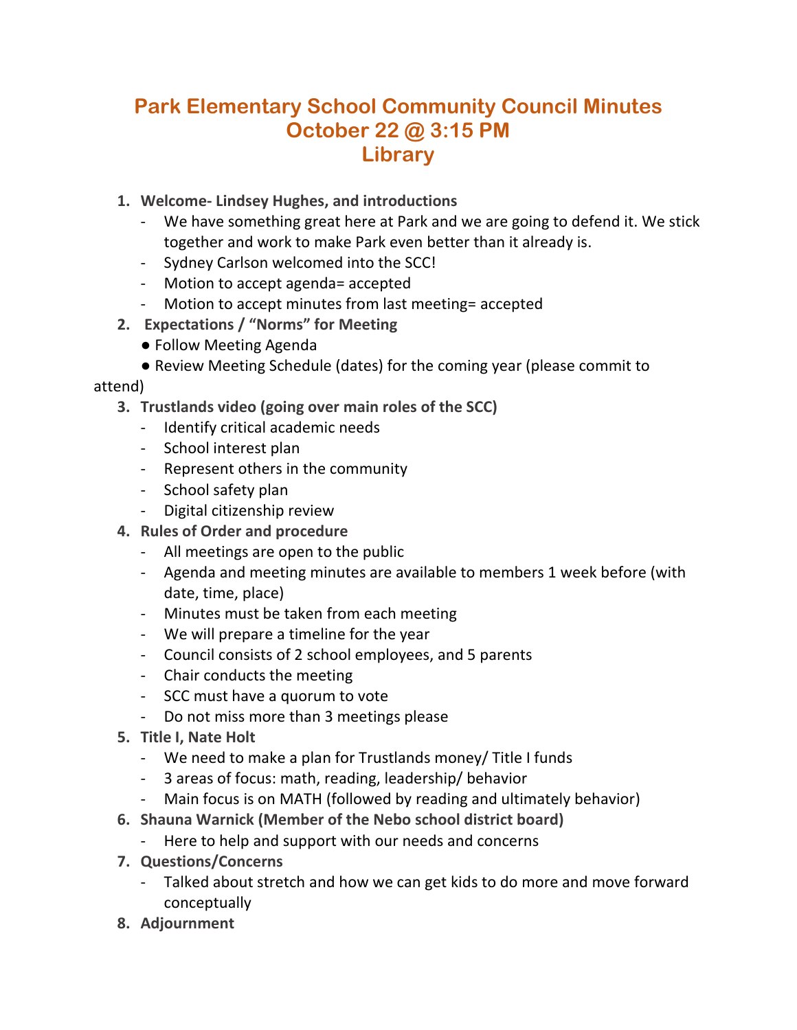# Park Elementary School Community Council Minutes
## October 22 @ 3:15 PM
## Library

1. **Welcome- Lindsey Hughes, and introductions**
   - We have something great here at Park and we are going to defend it. We stick together and work to make Park even better than it already is.
   - Sydney Carlson welcomed into the SCC!
   - Motion to accept agenda= accepted
   - Motion to accept minutes from last meeting= accepted
2. **Expectations / "Norms" for Meeting**
   - ● Follow Meeting Agenda
   - ● Review Meeting Schedule (dates) for the coming year (please commit to attend)
3. **Trustlands video (going over main roles of the SCC)**
   - Identify critical academic needs
   - School interest plan
   - Represent others in the community
   - School safety plan
   - Digital citizenship review
4. **Rules of Order and procedure**
   - All meetings are open to the public
   - Agenda and meeting minutes are available to members 1 week before (with date, time, place)
   - Minutes must be taken from each meeting
   - We will prepare a timeline for the year
   - Council consists of 2 school employees, and 5 parents
   - Chair conducts the meeting
   - SCC must have a quorum to vote
   - Do not miss more than 3 meetings please
5. **Title I, Nate Holt**
   - We need to make a plan for Trustlands money/ Title I funds
   - 3 areas of focus: math, reading, leadership/ behavior
   - Main focus is on MATH (followed by reading and ultimately behavior)
6. **Shauna Warnick (Member of the Nebo school district board)**
   - Here to help and support with our needs and concerns
7. **Questions/Concerns**
   - Talked about stretch and how we can get kids to do more and move forward conceptually
8. **Adjournment**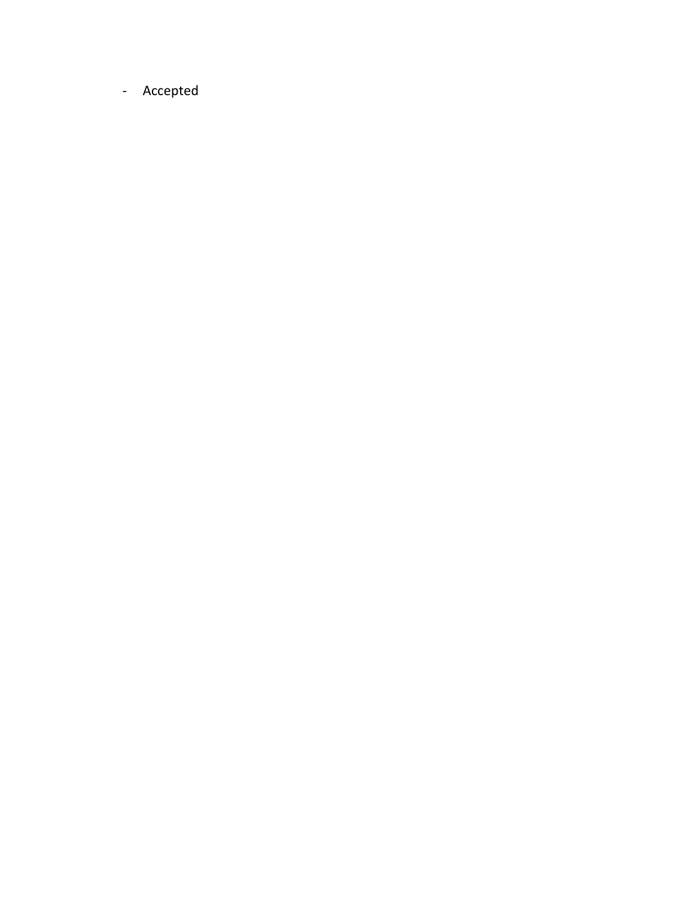- Accepted